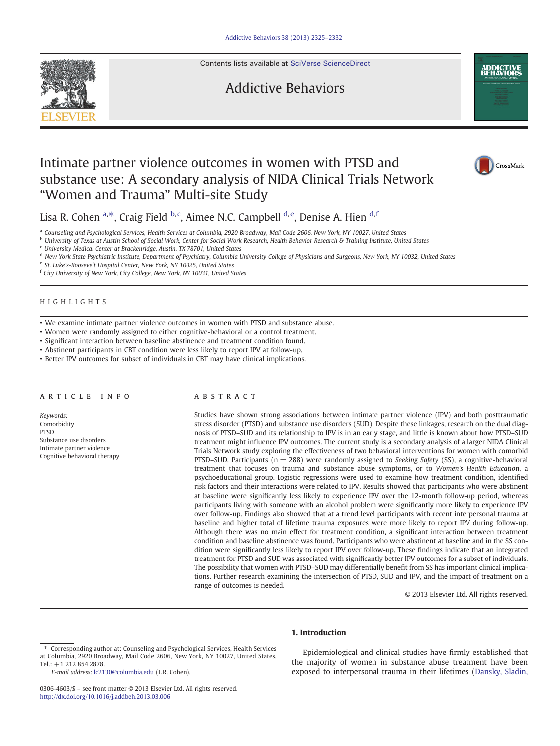# Intimate partner violence outcomes in women with PTSD and substance use: A secondary analysis of NIDA Clinical Trials Network "Women and Trauma" Multi-site Study

Lisa R. Cohen [a,*], Craig Field [b,c], Aimee N.C. Campbell [d,e], Denise A. Hien [d,f]

[a] Counseling and Psychological Services, Health Services at Columbia, 2920 Broadway, Mail Code 2606, New York, NY 10027, United States
[b] University of Texas at Austin School of Social Work, Center for Social Work Research, Health Behavior Research & Training Institute, United States
[c] University Medical Center at Brackenridge, Austin, TX 78701, United States
[d] New York State Psychiatric Institute, Department of Psychiatry, Columbia University College of Physicians and Surgeons, New York, NY 10032, United States
[e] St. Luke's-Roosevelt Hospital Center, New York, NY 10025, United States
[f] City University of New York, City College, New York, NY 10031, United States

## HIGHLIGHTS

- We examine intimate partner violence outcomes in women with PTSD and substance abuse.
- Women were randomly assigned to either cognitive-behavioral or a control treatment.
- Significant interaction between baseline abstinence and treatment condition found.
- Abstinent participants in CBT condition were less likely to report IPV at follow-up.
- Better IPV outcomes for subset of individuals in CBT may have clinical implications.

## ARTICLE INFO

*Keywords:*
Comorbidity
PTSD
Substance use disorders
Intimate partner violence
Cognitive behavioral therapy

## ABSTRACT

Studies have shown strong associations between intimate partner violence (IPV) and both posttraumatic stress disorder (PTSD) and substance use disorders (SUD). Despite these linkages, research on the dual diagnosis of PTSD–SUD and its relationship to IPV is in an early stage, and little is known about how PTSD–SUD treatment might influence IPV outcomes. The current study is a secondary analysis of a larger NIDA Clinical Trials Network study exploring the effectiveness of two behavioral interventions for women with comorbid PTSD–SUD. Participants (n = 288) were randomly assigned to *Seeking Safety* (SS), a cognitive-behavioral treatment that focuses on trauma and substance abuse symptoms, or to *Women's Health Education*, a psychoeducational group. Logistic regressions were used to examine how treatment condition, identified risk factors and their interactions were related to IPV. Results showed that participants who were abstinent at baseline were significantly less likely to experience IPV over the 12-month follow-up period, whereas participants living with someone with an alcohol problem were significantly more likely to experience IPV over follow-up. Findings also showed that at a trend level participants with recent interpersonal trauma at baseline and higher total of lifetime trauma exposures were more likely to report IPV during follow-up. Although there was no main effect for treatment condition, a significant interaction between treatment condition and baseline abstinence was found. Participants who were abstinent at baseline and in the SS condition were significantly less likely to report IPV over follow-up. These findings indicate that an integrated treatment for PTSD and SUD was associated with significantly better IPV outcomes for a subset of individuals. The possibility that women with PTSD–SUD may differentially benefit from SS has important clinical implications. Further research examining the intersection of PTSD, SUD and IPV, and the impact of treatment on a range of outcomes is needed.

© 2013 Elsevier Ltd. All rights reserved.

## 1. Introduction

Epidemiological and clinical studies have firmly established that the majority of women in substance abuse treatment have been exposed to interpersonal trauma in their lifetimes (Dansky, Sladin,

---

\* Corresponding author at: Counseling and Psychological Services, Health Services at Columbia, 2920 Broadway, Mail Code 2606, New York, NY 10027, United States. Tel.: +1 212 854 2878.
*E-mail address:* lc2130@columbia.edu (L.R. Cohen).

0306-4603/$ – see front matter © 2013 Elsevier Ltd. All rights reserved.
http://dx.doi.org/10.1016/j.addbeh.2013.03.006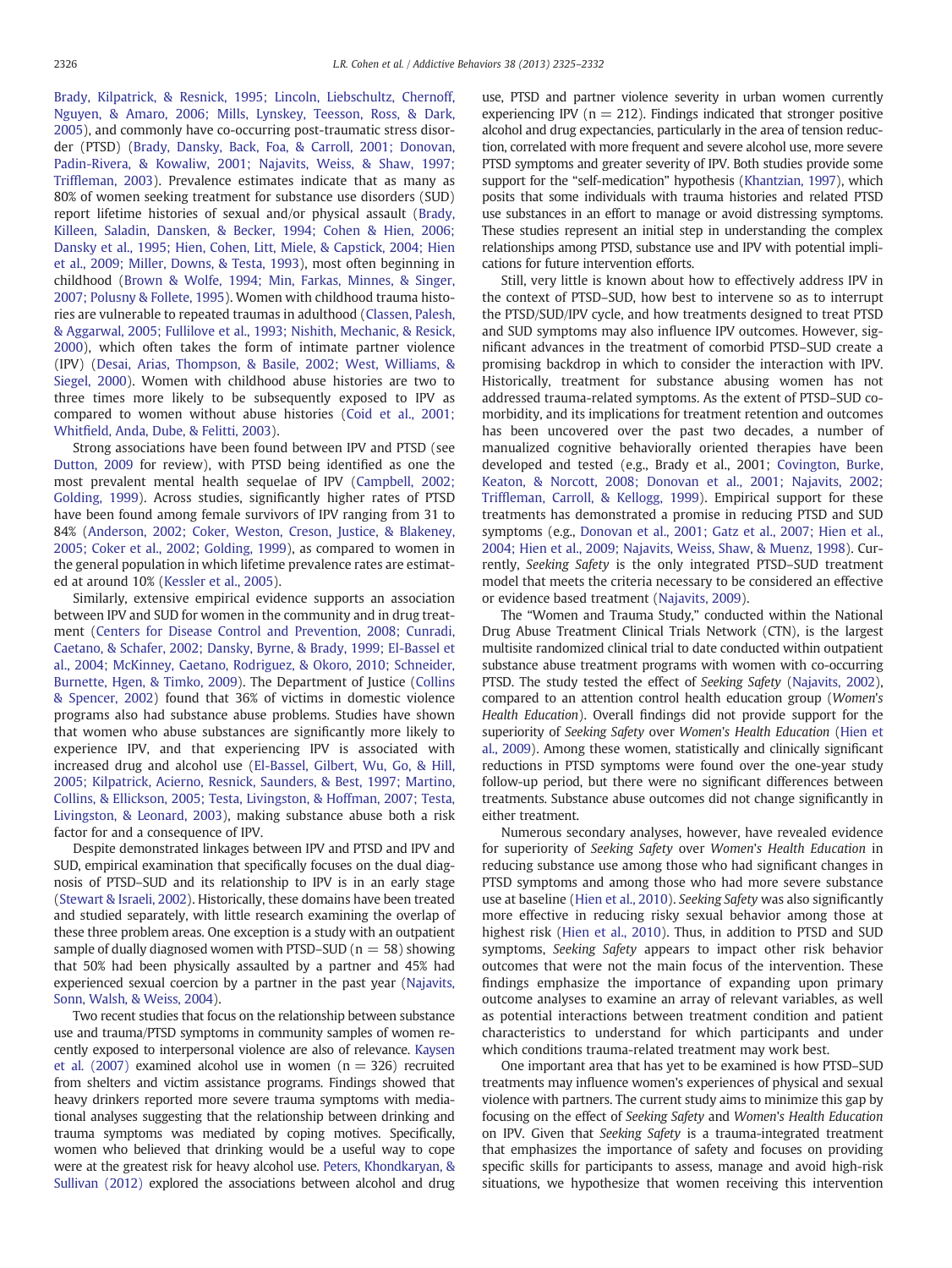Brady, Kilpatrick, & Resnick, 1995; Lincoln, Liebschultz, Chernoff, Nguyen, & Amaro, 2006; Mills, Lynskey, Teesson, Ross, & Dark, 2005), and commonly have co-occurring post-traumatic stress disorder (PTSD) (Brady, Dansky, Back, Foa, & Carroll, 2001; Donovan, Padin-Rivera, & Kowaliw, 2001; Najavits, Weiss, & Shaw, 1997; Triffleman, 2003). Prevalence estimates indicate that as many as 80% of women seeking treatment for substance use disorders (SUD) report lifetime histories of sexual and/or physical assault (Brady, Killeen, Saladin, Dansken, & Becker, 1994; Cohen & Hien, 2006; Dansky et al., 1995; Hien, Cohen, Litt, Miele, & Capstick, 2004; Hien et al., 2009; Miller, Downs, & Testa, 1993), most often beginning in childhood (Brown & Wolfe, 1994; Min, Farkas, Minnes, & Singer, 2007; Polusny & Follete, 1995). Women with childhood trauma histories are vulnerable to repeated traumas in adulthood (Classen, Palesh, & Aggarwal, 2005; Fullilove et al., 1993; Nishith, Mechanic, & Resick, 2000), which often takes the form of intimate partner violence (IPV) (Desai, Arias, Thompson, & Basile, 2002; West, Williams, & Siegel, 2000). Women with childhood abuse histories are two to three times more likely to be subsequently exposed to IPV as compared to women without abuse histories (Coid et al., 2001; Whitfield, Anda, Dube, & Felitti, 2003).

Strong associations have been found between IPV and PTSD (see Dutton, 2009 for review), with PTSD being identified as one the most prevalent mental health sequelae of IPV (Campbell, 2002; Golding, 1999). Across studies, significantly higher rates of PTSD have been found among female survivors of IPV ranging from 31 to 84% (Anderson, 2002; Coker, Weston, Creson, Justice, & Blakeney, 2005; Coker et al., 2002; Golding, 1999), as compared to women in the general population in which lifetime prevalence rates are estimated at around 10% (Kessler et al., 2005).

Similarly, extensive empirical evidence supports an association between IPV and SUD for women in the community and in drug treatment (Centers for Disease Control and Prevention, 2008; Cunradi, Caetano, & Schafer, 2002; Dansky, Byrne, & Brady, 1999; El-Bassel et al., 2004; McKinney, Caetano, Rodriguez, & Okoro, 2010; Schneider, Burnette, Ilgen, & Timko, 2009). The Department of Justice (Collins & Spencer, 2002) found that 36% of victims in domestic violence programs also had substance abuse problems. Studies have shown that women who abuse substances are significantly more likely to experience IPV, and that experiencing IPV is associated with increased drug and alcohol use (El-Bassel, Gilbert, Wu, Go, & Hill, 2005; Kilpatrick, Acierno, Resnick, Saunders, & Best, 1997; Martino, Collins, & Ellickson, 2005; Testa, Livingston, & Hoffman, 2007; Testa, Livingston, & Leonard, 2003), making substance abuse both a risk factor for and a consequence of IPV.

Despite demonstrated linkages between IPV and PTSD and IPV and SUD, empirical examination that specifically focuses on the dual diagnosis of PTSD–SUD and its relationship to IPV is in an early stage (Stewart & Israeli, 2002). Historically, these domains have been treated and studied separately, with little research examining the overlap of these three problem areas. One exception is a study with an outpatient sample of dually diagnosed women with PTSD–SUD (n = 58) showing that 50% had been physically assaulted by a partner and 45% had experienced sexual coercion by a partner in the past year (Najavits, Sonn, Walsh, & Weiss, 2004).

Two recent studies that focus on the relationship between substance use and trauma/PTSD symptoms in community samples of women recently exposed to interpersonal violence are also of relevance. Kaysen et al. (2007) examined alcohol use in women (n = 326) recruited from shelters and victim assistance programs. Findings showed that heavy drinkers reported more severe trauma symptoms with mediational analyses suggesting that the relationship between drinking and trauma symptoms was mediated by coping motives. Specifically, women who believed that drinking would be a useful way to cope were at the greatest risk for heavy alcohol use. Peters, Khondkaryan, & Sullivan (2012) explored the associations between alcohol and drug use, PTSD and partner violence severity in urban women currently experiencing IPV (n = 212). Findings indicated that stronger positive alcohol and drug expectancies, particularly in the area of tension reduction, correlated with more frequent and severe alcohol use, more severe PTSD symptoms and greater severity of IPV. Both studies provide some support for the "self-medication" hypothesis (Khantzian, 1997), which posits that some individuals with trauma histories and related PTSD use substances in an effort to manage or avoid distressing symptoms. These studies represent an initial step in understanding the complex relationships among PTSD, substance use and IPV with potential implications for future intervention efforts.

Still, very little is known about how to effectively address IPV in the context of PTSD–SUD, how best to intervene so as to interrupt the PTSD/SUD/IPV cycle, and how treatments designed to treat PTSD and SUD symptoms may also influence IPV outcomes. However, significant advances in the treatment of comorbid PTSD–SUD create a promising backdrop in which to consider the interaction with IPV. Historically, treatment for substance abusing women has not addressed trauma-related symptoms. As the extent of PTSD–SUD comorbidity, and its implications for treatment retention and outcomes has been uncovered over the past two decades, a number of manualized cognitive behaviorally oriented therapies have been developed and tested (e.g., Brady et al., 2001; Covington, Burke, Keaton, & Norcott, 2008; Donovan et al., 2001; Najavits, 2002; Triffleman, Carroll, & Kellogg, 1999). Empirical support for these treatments has demonstrated a promise in reducing PTSD and SUD symptoms (e.g., Donovan et al., 2001; Gatz et al., 2007; Hien et al., 2004; Hien et al., 2009; Najavits, Weiss, Shaw, & Muenz, 1998). Currently, *Seeking Safety* is the only integrated PTSD–SUD treatment model that meets the criteria necessary to be considered an effective or evidence based treatment (Najavits, 2009).

The "Women and Trauma Study," conducted within the National Drug Abuse Treatment Clinical Trials Network (CTN), is the largest multisite randomized clinical trial to date conducted within outpatient substance abuse treatment programs with women with co-occurring PTSD. The study tested the effect of *Seeking Safety* (Najavits, 2002), compared to an attention control health education group (*Women's Health Education*). Overall findings did not provide support for the superiority of *Seeking Safety* over *Women's Health Education* (Hien et al., 2009). Among these women, statistically and clinically significant reductions in PTSD symptoms were found over the one-year study follow-up period, but there were no significant differences between treatments. Substance abuse outcomes did not change significantly in either treatment.

Numerous secondary analyses, however, have revealed evidence for superiority of *Seeking Safety* over *Women's Health Education* in reducing substance use among those who had significant changes in PTSD symptoms and among those who had more severe substance use at baseline (Hien et al., 2010). *Seeking Safety* was also significantly more effective in reducing risky sexual behavior among those at highest risk (Hien et al., 2010). Thus, in addition to PTSD and SUD symptoms, *Seeking Safety* appears to impact other risk behavior outcomes that were not the main focus of the intervention. These findings emphasize the importance of expanding upon primary outcome analyses to examine an array of relevant variables, as well as potential interactions between treatment condition and patient characteristics to understand for which participants and under which conditions trauma-related treatment may work best.

One important area that has yet to be examined is how PTSD–SUD treatments may influence women's experiences of physical and sexual violence with partners. The current study aims to minimize this gap by focusing on the effect of *Seeking Safety* and *Women's Health Education* on IPV. Given that *Seeking Safety* is a trauma-integrated treatment that emphasizes the importance of safety and focuses on providing specific skills for participants to assess, manage and avoid high-risk situations, we hypothesize that women receiving this intervention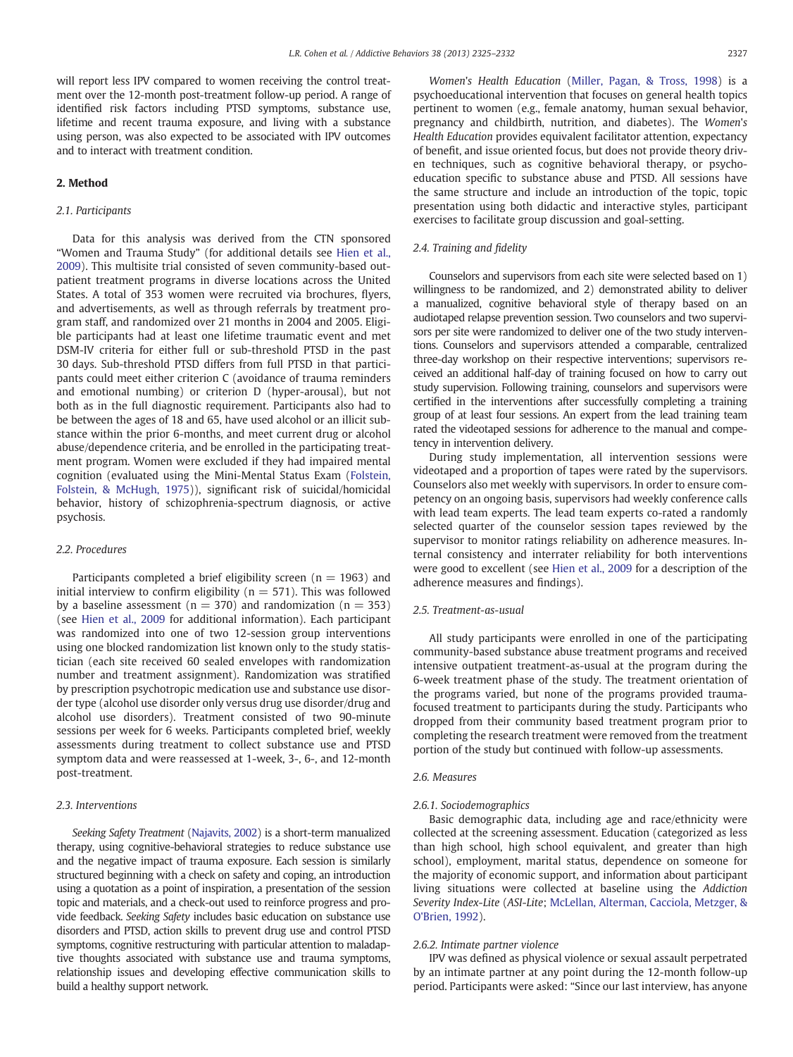will report less IPV compared to women receiving the control treatment over the 12-month post-treatment follow-up period. A range of identified risk factors including PTSD symptoms, substance use, lifetime and recent trauma exposure, and living with a substance using person, was also expected to be associated with IPV outcomes and to interact with treatment condition.

## 2. Method

### 2.1. Participants

Data for this analysis was derived from the CTN sponsored "Women and Trauma Study" (for additional details see Hien et al., 2009). This multisite trial consisted of seven community-based outpatient treatment programs in diverse locations across the United States. A total of 353 women were recruited via brochures, flyers, and advertisements, as well as through referrals by treatment program staff, and randomized over 21 months in 2004 and 2005. Eligible participants had at least one lifetime traumatic event and met DSM-IV criteria for either full or sub-threshold PTSD in the past 30 days. Sub-threshold PTSD differs from full PTSD in that participants could meet either criterion C (avoidance of trauma reminders and emotional numbing) or criterion D (hyper-arousal), but not both as in the full diagnostic requirement. Participants also had to be between the ages of 18 and 65, have used alcohol or an illicit substance within the prior 6-months, and meet current drug or alcohol abuse/dependence criteria, and be enrolled in the participating treatment program. Women were excluded if they had impaired mental cognition (evaluated using the Mini-Mental Status Exam (Folstein, Folstein, & McHugh, 1975)), significant risk of suicidal/homicidal behavior, history of schizophrenia-spectrum diagnosis, or active psychosis.

### 2.2. Procedures

Participants completed a brief eligibility screen (n = 1963) and initial interview to confirm eligibility (n = 571). This was followed by a baseline assessment (n = 370) and randomization (n = 353) (see Hien et al., 2009 for additional information). Each participant was randomized into one of two 12-session group interventions using one blocked randomization list known only to the study statistician (each site received 60 sealed envelopes with randomization number and treatment assignment). Randomization was stratified by prescription psychotropic medication use and substance use disorder type (alcohol use disorder only versus drug use disorder/drug and alcohol use disorders). Treatment consisted of two 90-minute sessions per week for 6 weeks. Participants completed brief, weekly assessments during treatment to collect substance use and PTSD symptom data and were reassessed at 1-week, 3-, 6-, and 12-month post-treatment.

### 2.3. Interventions

*Seeking Safety Treatment* (Najavits, 2002) is a short-term manualized therapy, using cognitive-behavioral strategies to reduce substance use and the negative impact of trauma exposure. Each session is similarly structured beginning with a check on safety and coping, an introduction using a quotation as a point of inspiration, a presentation of the session topic and materials, and a check-out used to reinforce progress and provide feedback. *Seeking Safety* includes basic education on substance use disorders and PTSD, action skills to prevent drug use and control PTSD symptoms, cognitive restructuring with particular attention to maladaptive thoughts associated with substance use and trauma symptoms, relationship issues and developing effective communication skills to build a healthy support network.

*Women's Health Education* (Miller, Pagan, & Tross, 1998) is a psychoeducational intervention that focuses on general health topics pertinent to women (e.g., female anatomy, human sexual behavior, pregnancy and childbirth, nutrition, and diabetes). The *Women's Health Education* provides equivalent facilitator attention, expectancy of benefit, and issue oriented focus, but does not provide theory driven techniques, such as cognitive behavioral therapy, or psychoeducation specific to substance abuse and PTSD. All sessions have the same structure and include an introduction of the topic, topic presentation using both didactic and interactive styles, participant exercises to facilitate group discussion and goal-setting.

### 2.4. Training and fidelity

Counselors and supervisors from each site were selected based on 1) willingness to be randomized, and 2) demonstrated ability to deliver a manualized, cognitive behavioral style of therapy based on an audiotaped relapse prevention session. Two counselors and two supervisors per site were randomized to deliver one of the two study interventions. Counselors and supervisors attended a comparable, centralized three-day workshop on their respective interventions; supervisors received an additional half-day of training focused on how to carry out study supervision. Following training, counselors and supervisors were certified in the interventions after successfully completing a training group of at least four sessions. An expert from the lead training team rated the videotaped sessions for adherence to the manual and competency in intervention delivery.

During study implementation, all intervention sessions were videotaped and a proportion of tapes were rated by the supervisors. Counselors also met weekly with supervisors. In order to ensure competency on an ongoing basis, supervisors had weekly conference calls with lead team experts. The lead team experts co-rated a randomly selected quarter of the counselor session tapes reviewed by the supervisor to monitor ratings reliability on adherence measures. Internal consistency and interrater reliability for both interventions were good to excellent (see Hien et al., 2009 for a description of the adherence measures and findings).

### 2.5. Treatment-as-usual

All study participants were enrolled in one of the participating community-based substance abuse treatment programs and received intensive outpatient treatment-as-usual at the program during the 6-week treatment phase of the study. The treatment orientation of the programs varied, but none of the programs provided trauma-focused treatment to participants during the study. Participants who dropped from their community based treatment program prior to completing the research treatment were removed from the treatment portion of the study but continued with follow-up assessments.

### 2.6. Measures

#### 2.6.1. Sociodemographics

Basic demographic data, including age and race/ethnicity were collected at the screening assessment. Education (categorized as less than high school, high school equivalent, and greater than high school), employment, marital status, dependence on someone for the majority of economic support, and information about participant living situations were collected at baseline using the *Addiction Severity Index-Lite* (*ASI-Lite*; McLellan, Alterman, Cacciola, Metzger, & O'Brien, 1992).

#### 2.6.2. Intimate partner violence

IPV was defined as physical violence or sexual assault perpetrated by an intimate partner at any point during the 12-month follow-up period. Participants were asked: "Since our last interview, has anyone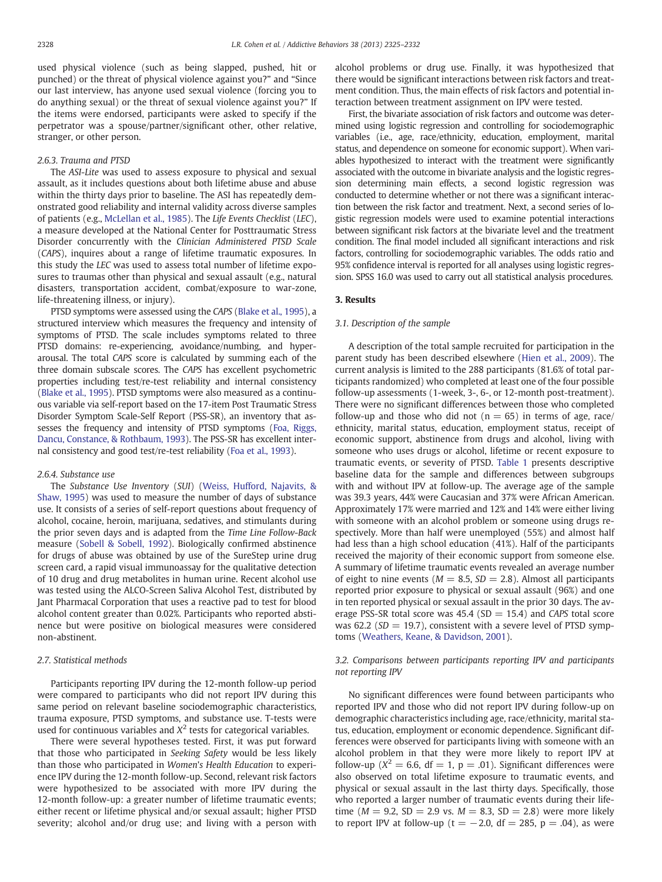used physical violence (such as being slapped, pushed, hit or punched) or the threat of physical violence against you?" and "Since our last interview, has anyone used sexual violence (forcing you to do anything sexual) or the threat of sexual violence against you?" If the items were endorsed, participants were asked to specify if the perpetrator was a spouse/partner/significant other, other relative, stranger, or other person.

#### 2.6.3. Trauma and PTSD

The *ASI-Lite* was used to assess exposure to physical and sexual assault, as it includes questions about both lifetime abuse and abuse within the thirty days prior to baseline. The ASI has repeatedly demonstrated good reliability and internal validity across diverse samples of patients (e.g., McLellan et al., 1985). The *Life Events Checklist* (*LEC*), a measure developed at the National Center for Posttraumatic Stress Disorder concurrently with the *Clinician Administered PTSD Scale* (*CAPS*), inquires about a range of lifetime traumatic exposures. In this study the *LEC* was used to assess total number of lifetime exposures to traumas other than physical and sexual assault (e.g., natural disasters, transportation accident, combat/exposure to war-zone, life-threatening illness, or injury).

PTSD symptoms were assessed using the *CAPS* (Blake et al., 1995), a structured interview which measures the frequency and intensity of symptoms of PTSD. The scale includes symptoms related to three PTSD domains: re-experiencing, avoidance/numbing, and hyperarousal. The total *CAPS* score is calculated by summing each of the three domain subscale scores. The *CAPS* has excellent psychometric properties including test/re-test reliability and internal consistency (Blake et al., 1995). PTSD symptoms were also measured as a continuous variable via self-report based on the 17-item Post Traumatic Stress Disorder Symptom Scale-Self Report (PSS-SR), an inventory that assesses the frequency and intensity of PTSD symptoms (Foa, Riggs, Dancu, Constance, & Rothbaum, 1993). The PSS-SR has excellent internal consistency and good test/re-test reliability (Foa et al., 1993).

#### 2.6.4. Substance use

The *Substance Use Inventory* (*SUI*) (Weiss, Hufford, Najavits, & Shaw, 1995) was used to measure the number of days of substance use. It consists of a series of self-report questions about frequency of alcohol, cocaine, heroin, marijuana, sedatives, and stimulants during the prior seven days and is adapted from the *Time Line Follow-Back* measure (Sobell & Sobell, 1992). Biologically confirmed abstinence for drugs of abuse was obtained by use of the SureStep urine drug screen card, a rapid visual immunoassay for the qualitative detection of 10 drug and drug metabolites in human urine. Recent alcohol use was tested using the ALCO-Screen Saliva Alcohol Test, distributed by Jant Pharmacal Corporation that uses a reactive pad to test for blood alcohol content greater than 0.02%. Participants who reported abstinence but were positive on biological measures were considered non-abstinent.

### 2.7. Statistical methods

Participants reporting IPV during the 12-month follow-up period were compared to participants who did not report IPV during this same period on relevant baseline sociodemographic characteristics, trauma exposure, PTSD symptoms, and substance use. T-tests were used for continuous variables and $X^2$ tests for categorical variables.

There were several hypotheses tested. First, it was put forward that those who participated in *Seeking Safety* would be less likely than those who participated in *Women's Health Education* to experience IPV during the 12-month follow-up. Second, relevant risk factors were hypothesized to be associated with more IPV during the 12-month follow-up: a greater number of lifetime traumatic events; either recent or lifetime physical and/or sexual assault; higher PTSD severity; alcohol and/or drug use; and living with a person with alcohol problems or drug use. Finally, it was hypothesized that there would be significant interactions between risk factors and treatment condition. Thus, the main effects of risk factors and potential interaction between treatment assignment on IPV were tested.

First, the bivariate association of risk factors and outcome was determined using logistic regression and controlling for sociodemographic variables (i.e., age, race/ethnicity, education, employment, marital status, and dependence on someone for economic support). When variables hypothesized to interact with the treatment were significantly associated with the outcome in bivariate analysis and the logistic regression determining main effects, a second logistic regression was conducted to determine whether or not there was a significant interaction between the risk factor and treatment. Next, a second series of logistic regression models were used to examine potential interactions between significant risk factors at the bivariate level and the treatment condition. The final model included all significant interactions and risk factors, controlling for sociodemographic variables. The odds ratio and 95% confidence interval is reported for all analyses using logistic regression. SPSS 16.0 was used to carry out all statistical analysis procedures.

## 3. Results

### 3.1. Description of the sample

A description of the total sample recruited for participation in the parent study has been described elsewhere (Hien et al., 2009). The current analysis is limited to the 288 participants (81.6% of total participants randomized) who completed at least one of the four possible follow-up assessments (1-week, 3-, 6-, or 12-month post-treatment). There were no significant differences between those who completed follow-up and those who did not (n = 65) in terms of age, race/ethnicity, marital status, education, employment status, receipt of economic support, abstinence from drugs and alcohol, living with someone who uses drugs or alcohol, lifetime or recent exposure to traumatic events, or severity of PTSD. Table 1 presents descriptive baseline data for the sample and differences between subgroups with and without IPV at follow-up. The average age of the sample was 39.3 years, 44% were Caucasian and 37% were African American. Approximately 17% were married and 12% and 14% were either living with someone with an alcohol problem or someone using drugs respectively. More than half were unemployed (55%) and almost half had less than a high school education (41%). Half of the participants received the majority of their economic support from someone else. A summary of lifetime traumatic events revealed an average number of eight to nine events ($M = 8.5$, $SD = 2.8$). Almost all participants reported prior exposure to physical or sexual assault (96%) and one in ten reported physical or sexual assault in the prior 30 days. The average PSS-SR total score was 45.4 (SD = 15.4) and *CAPS* total score was 62.2 ($SD = 19.7$), consistent with a severe level of PTSD symptoms (Weathers, Keane, & Davidson, 2001).

### 3.2. Comparisons between participants reporting IPV and participants not reporting IPV

No significant differences were found between participants who reported IPV and those who did not report IPV during follow-up on demographic characteristics including age, race/ethnicity, marital status, education, employment or economic dependence. Significant differences were observed for participants living with someone with an alcohol problem in that they were more likely to report IPV at follow-up ($X^2 = 6.6$, df = 1, p = .01). Significant differences were also observed on total lifetime exposure to traumatic events, and physical or sexual assault in the last thirty days. Specifically, those who reported a larger number of traumatic events during their lifetime ($M = 9.2$, SD = 2.9 vs. $M = 8.3$, SD = 2.8) were more likely to report IPV at follow-up (t = −2.0, df = 285, p = .04), as were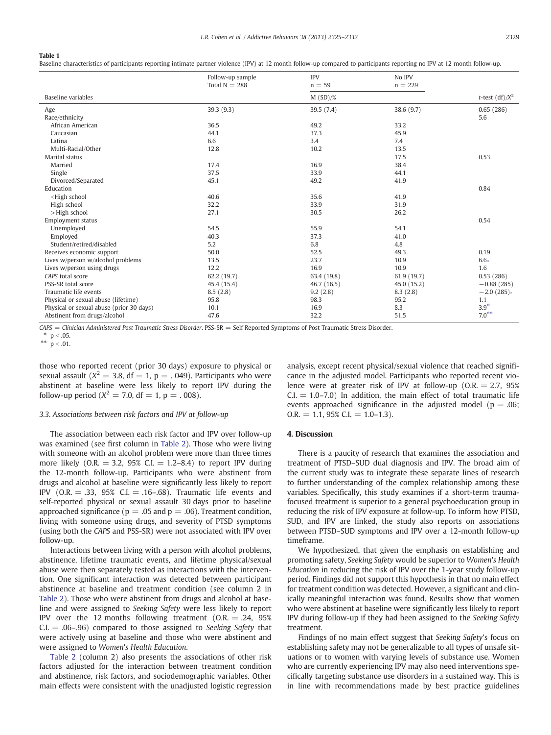**Table 1**
Baseline characteristics of participants reporting intimate partner violence (IPV) at 12 month follow-up compared to participants reporting no IPV at 12 month follow-up.

| Baseline variables | Follow-up sample Total N = 288 | IPV n = 59 | No IPV n = 229 | *t*-test (df)/$X^2$ |
|---|---|---|---|---|
| | | M (SD)/% | | |
| Age | 39.3 (9.3) | 39.5 (7.4) | 38.6 (9.7) | 0.65 (286) |
| Race/ethnicity | | | | 5.6 |
| African American | 36.5 | 49.2 | 33.2 | |
| Caucasian | 44.1 | 37.3 | 45.9 | |
| Latina | 6.6 | 3.4 | 7.4 | |
| Multi-Racial/Other | 12.8 | 10.2 | 13.5 | |
| Marital status | | | 17.5 | 0.53 |
| Married | 17.4 | 16.9 | 38.4 | |
| Single | 37.5 | 33.9 | 44.1 | |
| Divorced/Separated | 45.1 | 49.2 | 41.9 | |
| Education | | | | 0.84 |
| <High school | 40.6 | 35.6 | 41.9 | |
| High school | 32.2 | 33.9 | 31.9 | |
| >High school | 27.1 | 30.5 | 26.2 | |
| Employment status | | | | 0.54 |
| Unemployed | 54.5 | 55.9 | 54.1 | |
| Employed | 40.3 | 37.3 | 41.0 | |
| Student/retired/disabled | 5.2 | 6.8 | 4.8 | |
| Receives economic support | 50.0 | 52.5 | 49.3 | 0.19 |
| Lives w/person w/alcohol problems | 13.5 | 23.7 | 10.9 | 6.6* |
| Lives w/person using drugs | 12.2 | 16.9 | 10.9 | 1.6 |
| *CAPS* total score | 62.2 (19.7) | 63.4 (19.8) | 61.9 (19.7) | 0.53 (286) |
| PSS-SR total score | 45.4 (15.4) | 46.7 (16.5) | 45.0 (15.2) | −0.88 (285) |
| Traumatic life events | 8.5 (2.8) | 9.2 (2.8) | 8.3 (2.8) | −2.0 (285)* |
| Physical or sexual abuse (lifetime) | 95.8 | 98.3 | 95.2 | 1.1 |
| Physical or sexual abuse (prior 30 days) | 10.1 | 16.9 | 8.3 | 3.9* |
| Abstinent from drugs/alcohol | 47.6 | 32.2 | 51.5 | 7.0** |

*CAPS* = *Clinician Administered Post Traumatic Stress Disorder*. PSS-SR = Self Reported Symptoms of Post Traumatic Stress Disorder.
\* $p < .05$.
\*\* $p < .01$.

those who reported recent (prior 30 days) exposure to physical or sexual assault ($X^2 = 3.8$, df = 1, p = . 049). Participants who were abstinent at baseline were less likely to report IPV during the follow-up period ($X^2 = 7.0$, df = 1, p = . 008).

### 3.3. Associations between risk factors and IPV at follow-up

The association between each risk factor and IPV over follow-up was examined (see first column in Table 2). Those who were living with someone with an alcohol problem were more than three times more likely (O.R. = 3.2, 95% C.I. = 1.2–8.4) to report IPV during the 12-month follow-up. Participants who were abstinent from drugs and alcohol at baseline were significantly less likely to report IPV (O.R. = .33, 95% C.I. = .16–.68). Traumatic life events and self-reported physical or sexual assault 30 days prior to baseline approached significance (p = .05 and p = .06). Treatment condition, living with someone using drugs, and severity of PTSD symptoms (using both the *CAPS* and PSS-SR) were not associated with IPV over follow-up.

Interactions between living with a person with alcohol problems, abstinence, lifetime traumatic events, and lifetime physical/sexual abuse were then separately tested as interactions with the intervention. One significant interaction was detected between participant abstinence at baseline and treatment condition (see column 2 in Table 2). Those who were abstinent from drugs and alcohol at baseline and were assigned to *Seeking Safety* were less likely to report IPV over the 12 months following treatment (O.R. = .24, 95% C.I. = .06–.96) compared to those assigned to *Seeking Safety* that were actively using at baseline and those who were abstinent and were assigned to *Women's Health Education*.

Table 2 (column 2) also presents the associations of other risk factors adjusted for the interaction between treatment condition and abstinence, risk factors, and sociodemographic variables. Other main effects were consistent with the unadjusted logistic regression analysis, except recent physical/sexual violence that reached significance in the adjusted model. Participants who reported recent violence were at greater risk of IPV at follow-up (O.R. = 2.7, 95% C.I. = 1.0–7.0) In addition, the main effect of total traumatic life events approached significance in the adjusted model (p = .06; O.R. = 1.1, 95% C.I. = 1.0–1.3).

## 4. Discussion

There is a paucity of research that examines the association and treatment of PTSD–SUD dual diagnosis and IPV. The broad aim of the current study was to integrate these separate lines of research to further understanding of the complex relationship among these variables. Specifically, this study examines if a short-term trauma-focused treatment is superior to a general psychoeducation group in reducing the risk of IPV exposure at follow-up. To inform how PTSD, SUD, and IPV are linked, the study also reports on associations between PTSD–SUD symptoms and IPV over a 12-month follow-up timeframe.

We hypothesized, that given the emphasis on establishing and promoting safety, *Seeking Safety* would be superior to *Women's Health Education* in reducing the risk of IPV over the 1-year study follow-up period. Findings did not support this hypothesis in that no main effect for treatment condition was detected. However, a significant and clinically meaningful interaction was found. Results show that women who were abstinent at baseline were significantly less likely to report IPV during follow-up if they had been assigned to the *Seeking Safety* treatment.

Findings of no main effect suggest that *Seeking Safety*'s focus on establishing safety may not be generalizable to all types of unsafe situations or to women with varying levels of substance use. Women who are currently experiencing IPV may also need interventions specifically targeting substance use disorders in a sustained way. This is in line with recommendations made by best practice guidelines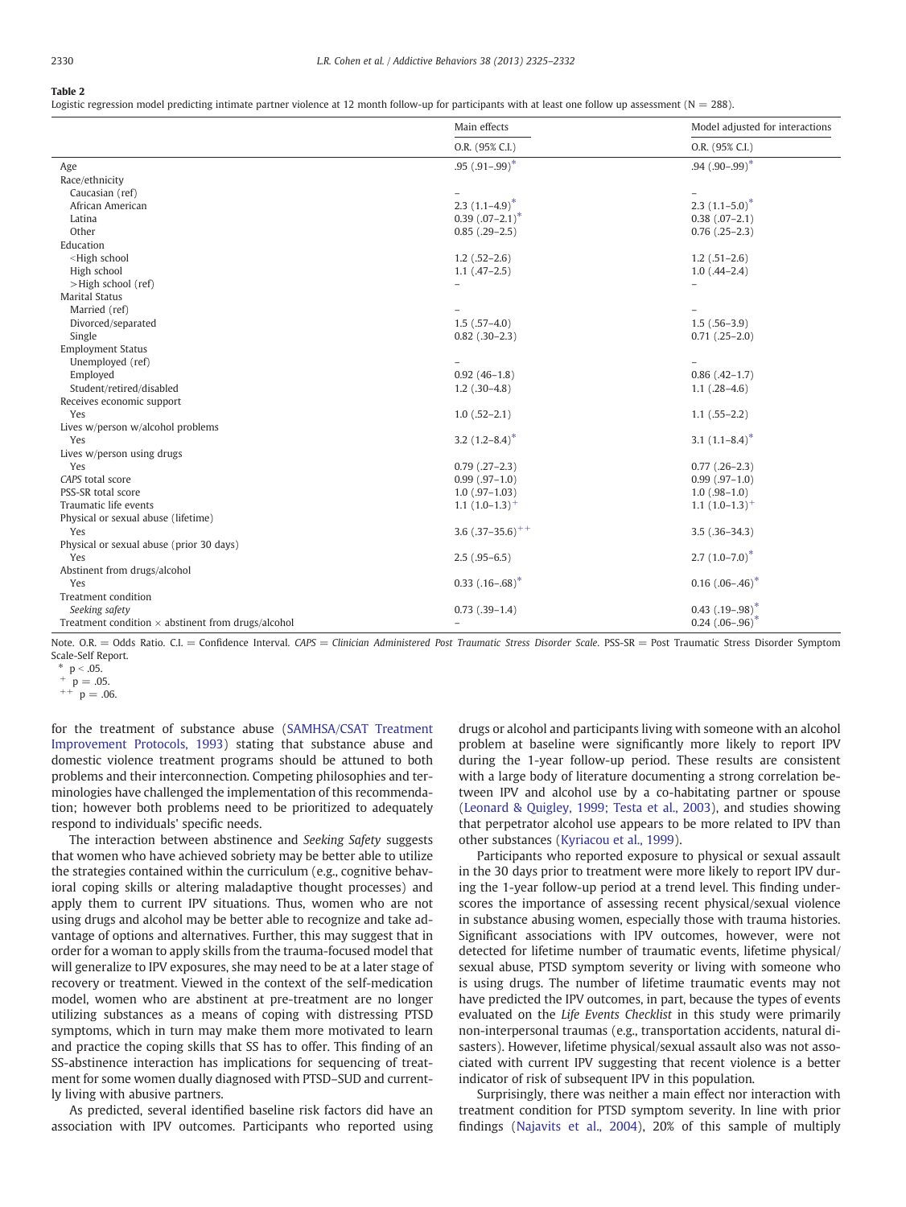**Table 2**
Logistic regression model predicting intimate partner violence at 12 month follow-up for participants with at least one follow up assessment (N = 288).

| | Main effects | Model adjusted for interactions |
|---|---|---|
| | O.R. (95% C.I.) | O.R. (95% C.I.) |
| Age | .95 (.91–.99)* | .94 (.90–.99)* |
| Race/ethnicity | | |
| Caucasian (ref) | – | – |
| African American | 2.3 (1.1–4.9)* | 2.3 (1.1–5.0)* |
| Latina | 0.39 (.07–2.1)* | 0.38 (.07–2.1) |
| Other | 0.85 (.29–2.5) | 0.76 (.25–2.3) |
| Education | | |
| <High school | 1.2 (.52–2.6) | 1.2 (.51–2.6) |
| High school | 1.1 (.47–2.5) | 1.0 (.44–2.4) |
| >High school (ref) | – | – |
| Marital Status | | |
| Married (ref) | – | – |
| Divorced/separated | 1.5 (.57–4.0) | 1.5 (.56–3.9) |
| Single | 0.82 (.30–2.3) | 0.71 (.25–2.0) |
| Employment Status | | |
| Unemployed (ref) | – | – |
| Employed | 0.92 (46–1.8) | 0.86 (.42–1.7) |
| Student/retired/disabled | 1.2 (.30–4.8) | 1.1 (.28–4.6) |
| Receives economic support | | |
| Yes | 1.0 (.52–2.1) | 1.1 (.55–2.2) |
| Lives w/person w/alcohol problems | | |
| Yes | 3.2 (1.2–8.4)* | 3.1 (1.1–8.4)* |
| Lives w/person using drugs | | |
| Yes | 0.79 (.27–2.3) | 0.77 (.26–2.3) |
| *CAPS* total score | 0.99 (.97–1.0) | 0.99 (.97–1.0) |
| PSS-SR total score | 1.0 (.97–1.03) | 1.0 (.98–1.0) |
| Traumatic life events | 1.1 (1.0–1.3)+ | 1.1 (1.0–1.3)+ |
| Physical or sexual abuse (lifetime) | | |
| Yes | 3.6 (.37–35.6)++ | 3.5 (.36–34.3) |
| Physical or sexual abuse (prior 30 days) | | |
| Yes | 2.5 (.95–6.5) | 2.7 (1.0–7.0)* |
| Abstinent from drugs/alcohol | | |
| Yes | 0.33 (.16–.68)* | 0.16 (.06–.46)* |
| Treatment condition | | |
| *Seeking safety* | 0.73 (.39–1.4) | 0.43 (.19–.98)* |
| Treatment condition × abstinent from drugs/alcohol | – | 0.24 (.06–.96)* |

Note. O.R. = Odds Ratio. C.I. = Confidence Interval. *CAPS* = *Clinician Administered Post Traumatic Stress Disorder Scale*. PSS-SR = Post Traumatic Stress Disorder Symptom Scale-Self Report.
* $p < .05$.
+ $p = .05$.
++ $p = .06$.

for the treatment of substance abuse (SAMHSA/CSAT Treatment Improvement Protocols, 1993) stating that substance abuse and domestic violence treatment programs should be attuned to both problems and their interconnection. Competing philosophies and terminologies have challenged the implementation of this recommendation; however both problems need to be prioritized to adequately respond to individuals' specific needs.

The interaction between abstinence and *Seeking Safety* suggests that women who have achieved sobriety may be better able to utilize the strategies contained within the curriculum (e.g., cognitive behavioral coping skills or altering maladaptive thought processes) and apply them to current IPV situations. Thus, women who are not using drugs and alcohol may be better able to recognize and take advantage of options and alternatives. Further, this may suggest that in order for a woman to apply skills from the trauma-focused model that will generalize to IPV exposures, she may need to be at a later stage of recovery or treatment. Viewed in the context of the self-medication model, women who are abstinent at pre-treatment are no longer utilizing substances as a means of coping with distressing PTSD symptoms, which in turn may make them more motivated to learn and practice the coping skills that SS has to offer. This finding of an SS-abstinence interaction has implications for sequencing of treatment for some women dually diagnosed with PTSD–SUD and currently living with abusive partners.

As predicted, several identified baseline risk factors did have an association with IPV outcomes. Participants who reported using drugs or alcohol and participants living with someone with an alcohol problem at baseline were significantly more likely to report IPV during the 1-year follow-up period. These results are consistent with a large body of literature documenting a strong correlation between IPV and alcohol use by a co-habitating partner or spouse (Leonard & Quigley, 1999; Testa et al., 2003), and studies showing that perpetrator alcohol use appears to be more related to IPV than other substances (Kyriacou et al., 1999).

Participants who reported exposure to physical or sexual assault in the 30 days prior to treatment were more likely to report IPV during the 1-year follow-up period at a trend level. This finding underscores the importance of assessing recent physical/sexual violence in substance abusing women, especially those with trauma histories. Significant associations with IPV outcomes, however, were not detected for lifetime number of traumatic events, lifetime physical/sexual abuse, PTSD symptom severity or living with someone who is using drugs. The number of lifetime traumatic events may not have predicted the IPV outcomes, in part, because the types of events evaluated on the *Life Events Checklist* in this study were primarily non-interpersonal traumas (e.g., transportation accidents, natural disasters). However, lifetime physical/sexual assault also was not associated with current IPV suggesting that recent violence is a better indicator of risk of subsequent IPV in this population.

Surprisingly, there was neither a main effect nor interaction with treatment condition for PTSD symptom severity. In line with prior findings (Najavits et al., 2004), 20% of this sample of multiply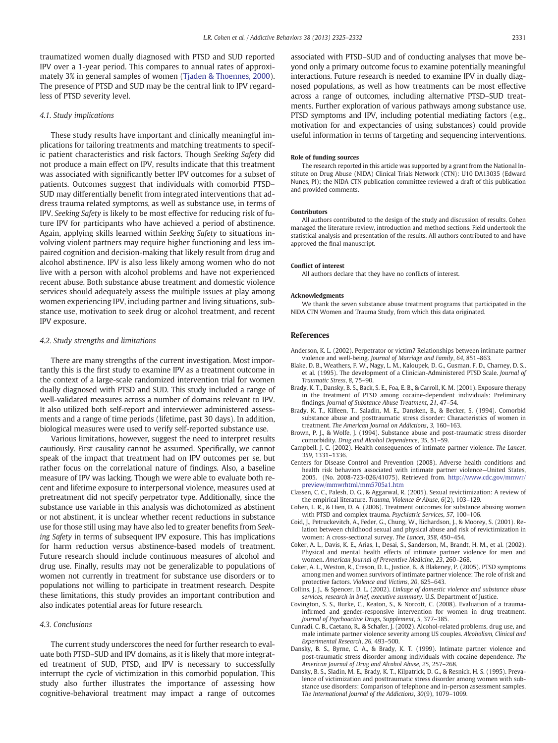traumatized women dually diagnosed with PTSD and SUD reported IPV over a 1-year period. This compares to annual rates of approximately 3% in general samples of women (Tjaden & Thoennes, 2000). The presence of PTSD and SUD may be the central link to IPV regardless of PTSD severity level.

### 4.1. Study implications

These study results have important and clinically meaningful implications for tailoring treatments and matching treatments to specific patient characteristics and risk factors. Though *Seeking Safety* did not produce a main effect on IPV, results indicate that this treatment was associated with significantly better IPV outcomes for a subset of patients. Outcomes suggest that individuals with comorbid PTSD–SUD may differentially benefit from integrated interventions that address trauma related symptoms, as well as substance use, in terms of IPV. *Seeking Safety* is likely to be most effective for reducing risk of future IPV for participants who have achieved a period of abstinence. Again, applying skills learned within *Seeking Safety* to situations involving violent partners may require higher functioning and less impaired cognition and decision-making that likely result from drug and alcohol abstinence. IPV is also less likely among women who do not live with a person with alcohol problems and have not experienced recent abuse. Both substance abuse treatment and domestic violence services should adequately assess the multiple issues at play among women experiencing IPV, including partner and living situations, substance use, motivation to seek drug or alcohol treatment, and recent IPV exposure.

### 4.2. Study strengths and limitations

There are many strengths of the current investigation. Most importantly this is the first study to examine IPV as a treatment outcome in the context of a large-scale randomized intervention trial for women dually diagnosed with PTSD and SUD. This study included a range of well-validated measures across a number of domains relevant to IPV. It also utilized both self-report and interviewer administered assessments and a range of time periods (lifetime, past 30 days). In addition, biological measures were used to verify self-reported substance use.

Various limitations, however, suggest the need to interpret results cautiously. First causality cannot be assumed. Specifically, we cannot speak of the impact that treatment had on IPV outcomes per se, but rather focus on the correlational nature of findings. Also, a baseline measure of IPV was lacking. Though we were able to evaluate both recent and lifetime exposure to interpersonal violence, measures used at pretreatment did not specify perpetrator type. Additionally, since the substance use variable in this analysis was dichotomized as abstinent or not abstinent, it is unclear whether recent reductions in substance use for those still using may have also led to greater benefits from *Seeking Safety* in terms of subsequent IPV exposure. This has implications for harm reduction versus abstinence-based models of treatment. Future research should include continuous measures of alcohol and drug use. Finally, results may not be generalizable to populations of women not currently in treatment for substance use disorders or to populations not willing to participate in treatment research. Despite these limitations, this study provides an important contribution and also indicates potential areas for future research.

### 4.3. Conclusions

The current study underscores the need for further research to evaluate both PTSD–SUD and IPV domains, as it is likely that more integrated treatment of SUD, PTSD, and IPV is necessary to successfully interrupt the cycle of victimization in this comorbid population. This study also further illustrates the importance of assessing how cognitive-behavioral treatment may impact a range of outcomes associated with PTSD–SUD and of conducting analyses that move beyond only a primary outcome focus to examine potentially meaningful interactions. Future research is needed to examine IPV in dually diagnosed populations, as well as how treatments can be most effective across a range of outcomes, including alternative PTSD–SUD treatments. Further exploration of various pathways among substance use, PTSD symptoms and IPV, including potential mediating factors (e.g., motivation for and expectancies of using substances) could provide useful information in terms of targeting and sequencing interventions.

#### Role of funding sources

The research reported in this article was supported by a grant from the National Institute on Drug Abuse (NIDA) Clinical Trials Network (CTN): U10 DA13035 (Edward Nunes, PI); the NIDA CTN publication committee reviewed a draft of this publication and provided comments.

#### Contributors

All authors contributed to the design of the study and discussion of results. Cohen managed the literature review, introduction and method sections. Field undertook the statistical analysis and presentation of the results. All authors contributed to and have approved the final manuscript.

#### Conflict of interest

All authors declare that they have no conflicts of interest.

#### Acknowledgments

We thank the seven substance abuse treatment programs that participated in the NIDA CTN Women and Trauma Study, from which this data originated.

## References

Anderson, K. L. (2002). Perpetrator or victim? Relationships between intimate partner violence and well-being. *Journal of Marriage and Family*, *64*, 851–863.

Blake, D. B., Weathers, F. W., Nagy, L. M., Kaloupek, D. G., Gusman, F. D., Charney, D. S., et al. (1995). The development of a Clinician-Administered PTSD Scale. *Journal of Traumatic Stress*, *8*, 75–90.

Brady, K. T., Dansky, B. S., Back, S. E., Foa, E. B., & Carroll, K. M. (2001). Exposure therapy in the treatment of PTSD among cocaine-dependent individuals: Preliminary findings. *Journal of Substance Abuse Treatment*, *21*, 47–54.

Brady, K. T., Killeen, T., Saladin, M. E., Dansken, B., & Becker, S. (1994). Comorbid substance abuse and posttraumatic stress disorder: Characteristics of women in treatment. *The American Journal on Addictions*, *3*, 160–163.

Brown, P. J., & Wolfe, J. (1994). Substance abuse and post-traumatic stress disorder comorbidity. *Drug and Alcohol Dependence*, *35*, 51–59.

Campbell, J. C. (2002). Health consequences of intimate partner violence. *The Lancet*, *359*, 1331–1336.

Centers for Disease Control and Prevention (2008). Adverse health conditions and health risk behaviors associated with intimate partner violence—United States, 2005. (No. 2008-723-026/41075). Retrieved from. http://www.cdc.gov/mmwr/preview/mmwrhtml/mm5705a1.htm

Classen, C. C., Palesh, O. G., & Aggarwal, R. (2005). Sexual revictimization: A review of the empirical literature. *Trauma, Violence & Abuse*, *6*(2), 103–129.

Cohen, L. R., & Hien, D. A. (2006). Treatment outcomes for substance abusing women with PTSD and complex trauma. *Psychiatric Services*, *57*, 100–106.

Coid, J., Petruckevitch, A., Feder, G., Chung, W., Richardson, J., & Moorey, S. (2001). Relation between childhood sexual and physical abuse and risk of revictimization in women: A cross-sectional survey. *The Lancet*, *358*, 450–454.

Coker, A. L., Davis, K. E., Arias, I., Desai, S., Sanderson, M., Brandt, H. M., et al. (2002). Physical and mental health effects of intimate partner violence for men and women. *American Journal of Preventive Medicine*, *23*, 260–268.

Coker, A. L., Weston, R., Creson, D. L., Justice, B., & Blakeney, P. (2005). PTSD symptoms among men and women survivors of intimate partner violence: The role of risk and protective factors. *Violence and Victims*, *20*, 625–643.

Collins, J. J., & Spencer, D. L. (2002). *Linkage of domestic violence and substance abuse services, research in brief, executive summary*. U.S. Department of Justice.

Covington, S. S., Burke, C., Keaton, S., & Norcott, C. (2008). Evaluation of a trauma-infirmed and gender-responsive intervention for women in drug treatment. *Journal of Psychoactive Drugs, Supplement*, *5*, 377–385.

Cunradi, C. B., Caetano, R., & Schafer, J. (2002). Alcohol-related problems, drug use, and male intimate partner violence severity among US couples. *Alcoholism, Clinical and Experimental Research*, *26*, 493–500.

Dansky, B. S., Byrne, C. A., & Brady, K. T. (1999). Intimate partner violence and post-traumatic stress disorder among individuals with cocaine dependence. *The American Journal of Drug and Alcohol Abuse*, *25*, 257–268.

Dansky, B. S., Sladin, M. E., Brady, K. T., Kilpatrick, D. G., & Resnick, H. S. (1995). Prevalence of victimization and posttraumatic stress disorder among women with substance use disorders: Comparison of telephone and in-person assessment samples. *The International Journal of the Addictions*, *30*(9), 1079–1099.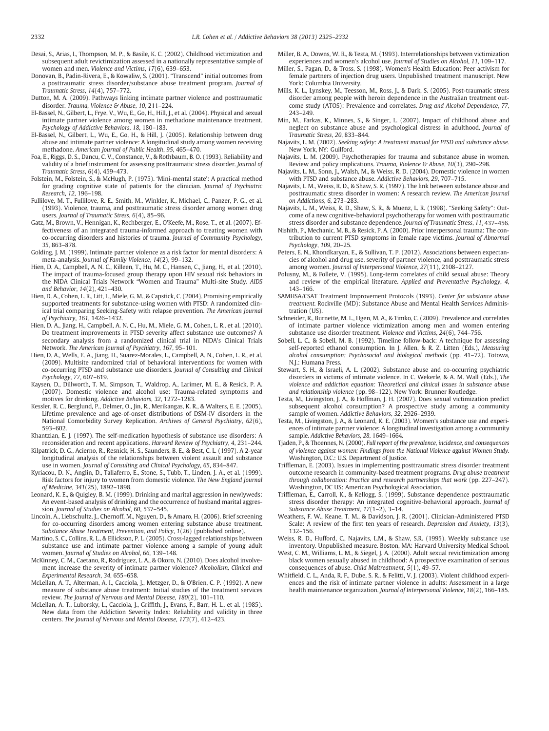Desai, S., Arias, I., Thompson, M. P., & Basile, K. C. (2002). Childhood victimization and subsequent adult revictimization assessed in a nationally representative sample of women and men. *Violence and Victims*, *17*(6), 639–653.

Donovan, B., Padin-Rivera, E., & Kowaliw, S. (2001). "Transcend" initial outcomes from a posttraumatic stress disorder/substance abuse treatment program. *Journal of Traumatic Stress*, *14*(4), 757–772.

Dutton, M. A. (2009). Pathways linking intimate partner violence and posttraumatic disorder. *Trauma, Violence & Abuse*, *10*, 211–224.

El-Bassel, N., Gilbert, L., Frye, V., Wu, E., Go, H., Hill, J., et al. (2004). Physical and sexual intimate partner violence among women in methadone maintenance treatment. *Psychology of Addictive Behaviors*, *18*, 180–183.

El-Bassel, N., Gilbert, L., Wu, E., Go, H., & Hill, J. (2005). Relationship between drug abuse and intimate partner violence: A longitudinal study among women receiving methadone. *American Journal of Public Health*, *95*, 465–470.

Foa, E., Riggs, D. S., Dancu, C. V., Constance, V., & Rothbaum, B. O. (1993). Reliability and validity of a brief instrument for assessing posttraumatic stress disorder. *Journal of Traumatic Stress*, *6*(4), 459–473.

Folstein, M., Folstein, S., & McHugh, P. (1975). 'Mini-mental state': A practical method for grading cognitive state of patients for the clinician. *Journal of Psychiatric Research*, *12*, 196–198.

Fullilove, M. T., Fullilove, R. E., Smith, M., Winkler, K., Michael, C., Panzer, P. G., et al. (1993). Violence, trauma, and posttraumatic stress disorder among women drug users. *Journal of Traumatic Stress*, *6*(4), 85–96.

Gatz, M., Brown, V., Hennigan, K., Rechberger, E., O'Keefe, M., Rose, T., et al. (2007). Effectiveness of an integrated trauma-informed approach to treating women with co-occurring disorders and histories of trauma. *Journal of Community Psychology*, *35*, 863–878.

Golding, J. M. (1999). Intimate partner violence as a risk factor for mental disorders: A meta-analysis. *Journal of Family Violence*, *14*(2), 99–132.

Hien, D. A., Campbell, A. N. C., Killeen, T., Hu, M. C., Hansen, C., Jiang, H., et al. (2010). The impact of trauma-focused group therapy upon HIV sexual risk behaviors in the NIDA Clinical Trials Network "Women and Trauma" Multi-site Study. *AIDS and Behavior*, *14*(2), 421–430.

Hien, D. A., Cohen, L. R., Litt, L., Miele, G. M., & Capstick, C. (2004). Promising empirically supported treatments for substance-using women with PTSD: A randomized clinical trial comparing Seeking-Safety with relapse prevention. *The American Journal of Psychiatry*, *161*, 1426–1432.

Hien, D. A., Jiang, H., Campbell, A. N. C., Hu, M. C., Miele, G. M., Cohen, L. R., et al. (2010). Do treatment improvements in PTSD severity affect substance use outcomes? A secondary analysis from a randomized clinical trial in NIDA's Clinical Trials Network. *The American Journal of Psychiatry*, *167*, 95–101.

Hien, D. A., Wells, E. A., Jiang, H., Suarez-Morales, L., Campbell, A. N., Cohen, L. R., et al. (2009). Multisite randomized trial of behavioral interventions for women with co-occurring PTSD and substance use disorders. *Journal of Consulting and Clinical Psychology*, *77*, 607–619.

Kaysen, D., Dillworth, T. M., Simpson, T., Waldrop, A., Larimer, M. E., & Resick, P. A. (2007). Domestic violence and alcohol use: Trauma-related symptoms and motives for drinking. *Addictive Behaviors*, *32*, 1272–1283.

Kessler, R. C., Berglund, P., Delmer, O., Jin, R., Merikangas, K. R., & Walters, E. E. (2005). Lifetime prevalence and age-of-onset distributions of DSM-IV disorders in the National Comorbidity Survey Replication. *Archives of General Psychiatry*, *62*(6), 593–602.

Khantzian, E. J. (1997). The self-medication hypothesis of substance use disorders: A reconsideration and recent applications. *Harvard Review of Psychiatry*, *4*, 231–244.

Kilpatrick, D. G., Acierno, R., Resnick, H. S., Saunders, B. E., & Best, C. L. (1997). A 2-year longitudinal analysis of the relationships between violent assault and substance use in women. *Journal of Consulting and Clinical Psychology*, *65*, 834–847.

Kyriacou, D. N., Anglin, D., Taliaferro, E., Stone, S., Tubb, T., Linden, J. A., et al. (1999). Risk factors for injury to women from domestic violence. *The New England Journal of Medicine*, *341*(25), 1892–1898.

Leonard, K. E., & Quigley, B. M. (1999). Drinking and marital aggression in newlyweds: An event-based analysis of drinking and the occurrence of husband marital aggression. *Journal of Studies on Alcohol*, *60*, 537–545.

Lincoln, A., Liebschultz, J., Chernoff, M., Nguyen, D., & Amaro, H. (2006). Brief screening for co-occurring disorders among women entering substance abuse treatment. *Substance Abuse Treatment, Prevention, and Policy*, *1*(26) (published online).

Martino, S. C., Collins, R. L., & Ellickson, P. L. (2005). Cross-lagged relationships between substance use and intimate partner violence among a sample of young adult women. *Journal of Studies on Alcohol*, *66*, 139–148.

McKinney, C. M., Caetano, R., Rodriguez, L. A., & Okoro, N. (2010). Does alcohol involvement increase the severity of intimate partner violence? *Alcoholism, Clinical and Experimental Research*, *34*, 655–658.

McLellan, A. T., Alterman, A. I., Cacciola, J., Metzger, D., & O'Brien, C. P. (1992). A new measure of substance abuse treatment: Initial studies of the treatment services review. *The Journal of Nervous and Mental Disease*, *180*(2), 101–110.

McLellan, A. T., Luborsky, L., Cacciola, J., Griffith, J., Evans, F., Barr, H. L., et al. (1985). New data from the Addiction Severity Index: Reliability and validity in three centers. *The Journal of Nervous and Mental Disease*, *173*(7), 412–423.

Miller, B. A., Downs, W. R., & Testa, M. (1993). Interrelationships between victimization experiences and women's alcohol use. *Journal of Studies on Alcohol*, *11*, 109–117.

Miller, S., Pagan, D., & Tross, S. (1998). Women's Health Education: Peer activism for female partners of injection drug users. Unpublished treatment manuscript. New York: Columbia University.

Mills, K. L., Lynskey, M., Teesson, M., Ross, J., & Dark, S. (2005). Post-traumatic stress disorder among people with heroin dependence in the Australian treatment outcome study (ATOS): Prevalence and correlates. *Drug and Alcohol Dependence*, *77*, 243–249.

Min, M., Farkas, K., Minnes, S., & Singer, L. (2007). Impact of childhood abuse and neglect on substance abuse and psychological distress in adulthood. *Journal of Traumatic Stress*, *20*, 833–844.

Najavits, L. M. (2002). *Seeking safety: A treatment manual for PTSD and substance abuse*. New York, NY: Guilford.

Najavits, L. M. (2009). Psychotherapies for trauma and substance abuse in women. Review and policy implications. *Trauma, Violence & Abuse*, *10*(3), 290–298.

Najavits, L. M., Sonn, J., Walsh, M., & Weiss, R. D. (2004). Domestic violence in women with PTSD and substance abuse. *Addictive Behaviors*, *29*, 707–715.

Najavits, L. M., Weiss, R. D., & Shaw, S. R. (1997). The link between substance abuse and posttraumatic stress disorder in women: A research review. *The American Journal on Addictions*, *6*, 273–283.

Najavits, L. M., Weiss, R. D., Shaw, S. R., & Muenz, L. R. (1998). "Seeking Safety": Outcome of a new cognitive-behavioral psychotherapy for women with posttraumatic stress disorder and substance dependence. *Journal of Traumatic Stress*, *11*, 437–456.

Nishith, P., Mechanic, M. B., & Resick, P. A. (2000). Prior interpersonal trauma: The contribution to current PTSD symptoms in female rape victims. *Journal of Abnormal Psychology*, *109*, 20–25.

Peters, E. N., Khondkaryan, E., & Sullivan, T. P. (2012). Associations between expectancies of alcohol and drug use, severity of partner violence, and posttraumatic stress among women. *Journal of Interpersonal Violence*, *27*(11), 2108–2127.

Polusny, M., & Follete, V. (1995). Long-term correlates of child sexual abuse: Theory and review of the empirical literature. *Applied and Preventative Psychology*, *4*, 143–166.

SAMHSA/CSAT Treatment Improvement Protocols (1993). *Center for substance abuse treatment*. Rockville (MD): Substance Abuse and Mental Health Services Administration (US).

Schneider, R., Burnette, M. L., Ilgen, M. A., & Timko, C. (2009). Prevalence and correlates of intimate partner violence victimization among men and women entering substance use disorder treatment. *Violence and Victims*, *24*(6), 744–756.

Sobell, L. C., & Sobell, M. B. (1992). Timeline follow-back: A technique for assessing self-reported ethanol consumption. In J. Allen, & R. Z. Litten (Eds.), *Measuring alcohol consumption: Psychosocial and biological methods* (pp. 41–72). Totowa, N.J.: Humana Press.

Stewart, S. H., & Israeli, A. L. (2002). Substance abuse and co-occurring psychiatric disorders in victims of intimate violence. In C. Wekerle, & A. M. Wall (Eds.), *The violence and addiction equation: Theoretical and clinical issues in substance abuse and relationship violence* (pp. 98–122). New York: Brunner Routledge.

Testa, M., Livingston, J. A., & Hoffman, J. H. (2007). Does sexual victimization predict subsequent alcohol consumption? A prospective study among a community sample of women. *Addictive Behaviors*, *32*, 2926–2939.

Testa, M., Livingston, J. A., & Leonard, K. E. (2003). Women's substance use and experiences of intimate partner violence: A longitudinal investigation among a community sample. *Addictive Behaviors*, *28*, 1649–1664.

Tjaden, P., & Thoennes, N. (2000). *Full report of the prevalence, incidence, and consequences of violence against women: Findings from the National Violence against Women Study.* Washington, D.C.: U.S. Department of Justice.

Triffleman, E. (2003). Issues in implementing posttraumatic stress disorder treatment outcome research in community-based treatment programs. *Drug abuse treatment through collaboration: Practice and research partnerships that work* (pp. 227–247). Washington, DC US: American Psychological Association.

Triffleman, E., Carroll, K., & Kellogg, S. (1999). Substance dependence posttraumatic stress disorder therapy: An integrated cognitive-behavioral approach. *Journal of Substance Abuse Treatment*, *17*(1–2), 3–14.

Weathers, F. W., Keane, T. M., & Davidson, J. R. (2001). Clinician-Administered PTSD Scale: A review of the first ten years of research. *Depression and Anxiety*, *13*(3), 132–156.

Weiss, R. D., Hufford, C., Najavits, L.M., & Shaw, S.R. (1995). Weekly substance use inventory. Unpublished measure. Boston, MA: Harvard University Medical School.

West, C. M., Williams, L. M., & Siegel, J. A. (2000). Adult sexual revictimization among black women sexually abused in childhood: A prospective examination of serious consequences of abuse. *Child Maltreatment*, *5*(1), 49–57.

Whitfield, C. L., Anda, R. F., Dube, S. R., & Felitti, V. J. (2003). Violent childhood experiences and the risk of intimate partner violence in adults: Assessment in a large health maintenance organization. *Journal of Interpersonal Violence*, *18*(2), 166–185.